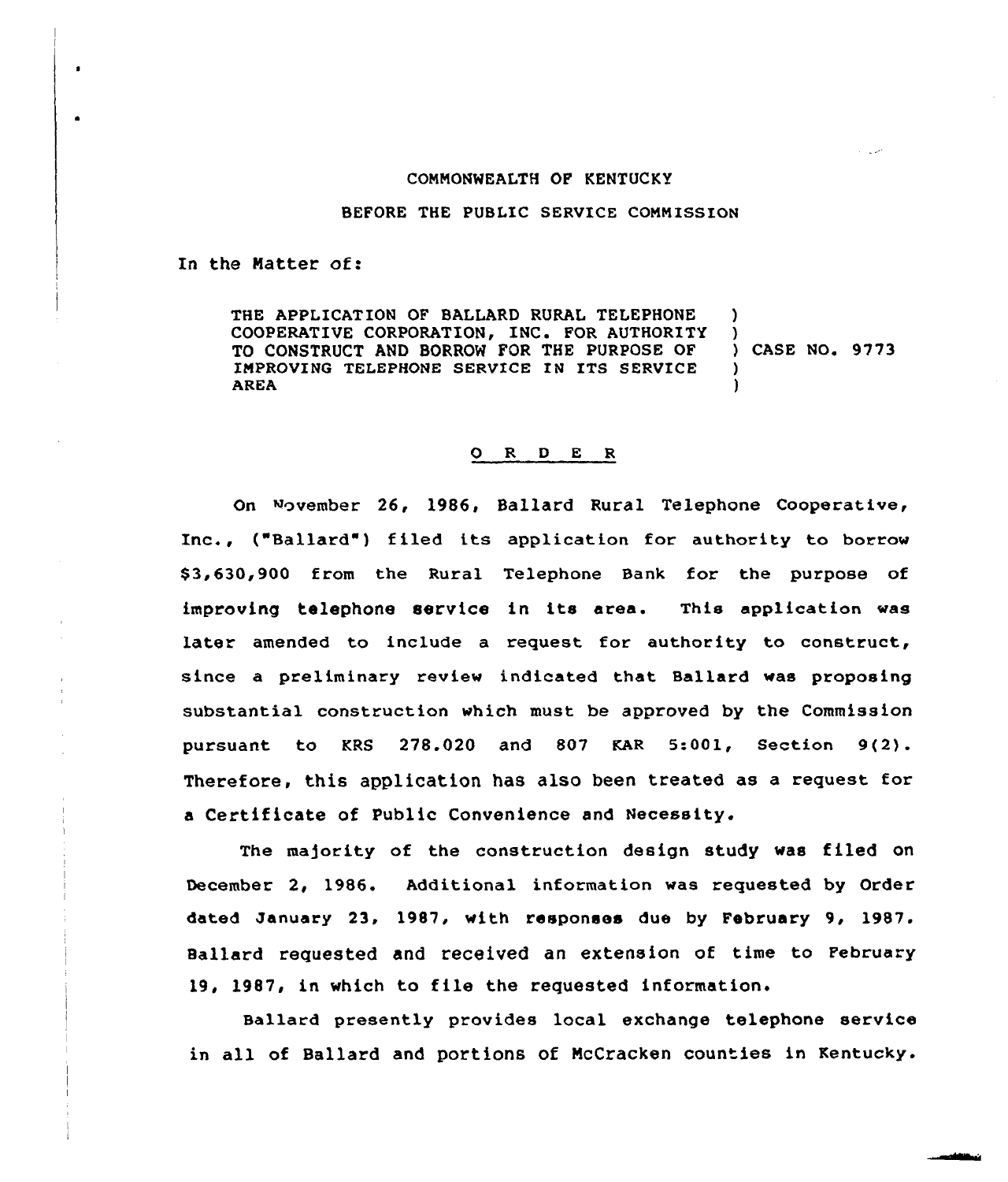COMMONWEALTH OF KENTUCKY

BEFORE THE PUBLIC SERVICE COMMISSION

In the Matter of:

THE APPLICATION OF BALLARD RURAL TELEPHONE COOPERATIVE CORPORATION, INC. FOR AUTHORITY TO CONSTRUCT AND BORROW FOR THE PURPOSE OF IMPROVING TELEPHONE SERVICE IN ITS SERVICE AREA ) CASE NO. 9773

O R D E R

On November 26, 1986, Ballard Rural Telephone Cooperative, Inc., ("Ballard") filed its application for authority to borrow $3,630,900 from the Rural Telephone Bank for the purpose of improving telephone service in its area. This application was later amended to include a request for authority to construct, since a preliminary review indicated that Ballard was proposing substantial construction which must be approved by the Commission pursuant to KRS 278.020 and 807 KAR 5:001, Section 9(2). Therefore, this application has also been treated as a request for a Certificate of Public Convenience and Necessity.

The majority of the construction design study was filed on December 2, 1986. Additional information was requested by Order dated January 23, 1987, with responses due by February 9, 1987. Ballard requested and received an extension of time to February 19, 1987, in which to file the requested information.

Ballard presently provides local exchange telephone service in all of Ballard and portions of McCracken counties in Kentucky.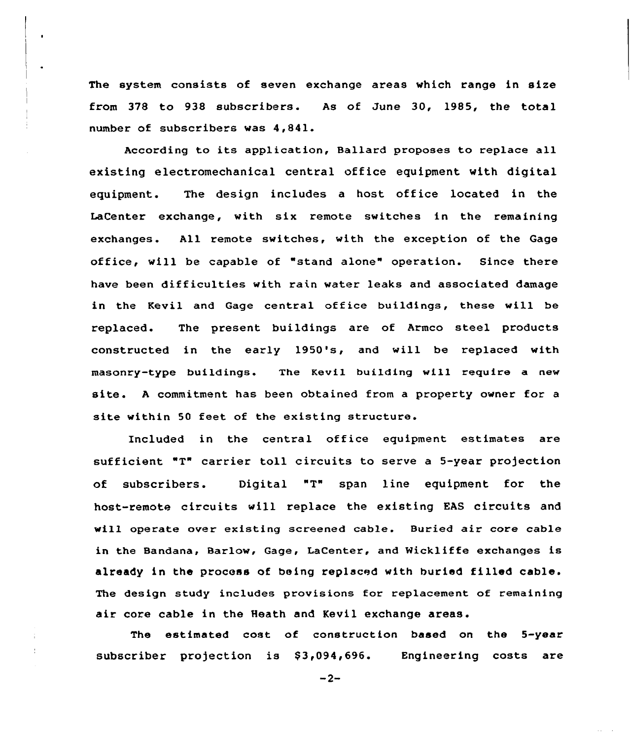The system consists of seven exchange areas which range in size from 378 to 938 subscribers. As of June 30, 1985, the total number of subscribers was 4,841.

According to its application, Ballard proposes to replace all existing electromechanical central office equipment with digital equipment. The design includes a host office located in the LaCenter exchange, with six remote switches in the remaining exchanges. All remote switches, with the exception of the Gage office, will be capable of "stand alone" operation. Since there have been difficulties with rain water leaks and associated damage in the Kevil and Gage central office buildings, these will be replaced. The present buildings are of Armco steel products constructed in the early 1950's, and will be replaced with masonry-type buildings. The Kevil building will require a new site. A commitment has been obtained from a property owner for a site within 50 feet of the existing structure.

Included in the central office equipment estimates are sufficient "T" carrier toll circuits to serve a 5-year projection of subscribers. Digital "T" span line equipment for the host-remote circuits will replace the existing EAS circuits and will operate over existing screened cable. Buried air core cable in the Bandana, Barlow, Gage, LaCenter, and Wickliffe exchanges is already in the process of being replaced with buried filled cable. The design study includes provisions for replacement of remaining air core cable in the Heath and Kevil exchange areas.

The estimated cost of construction based on the 5-year subscriber projection is $3,094,696. Engineering costs are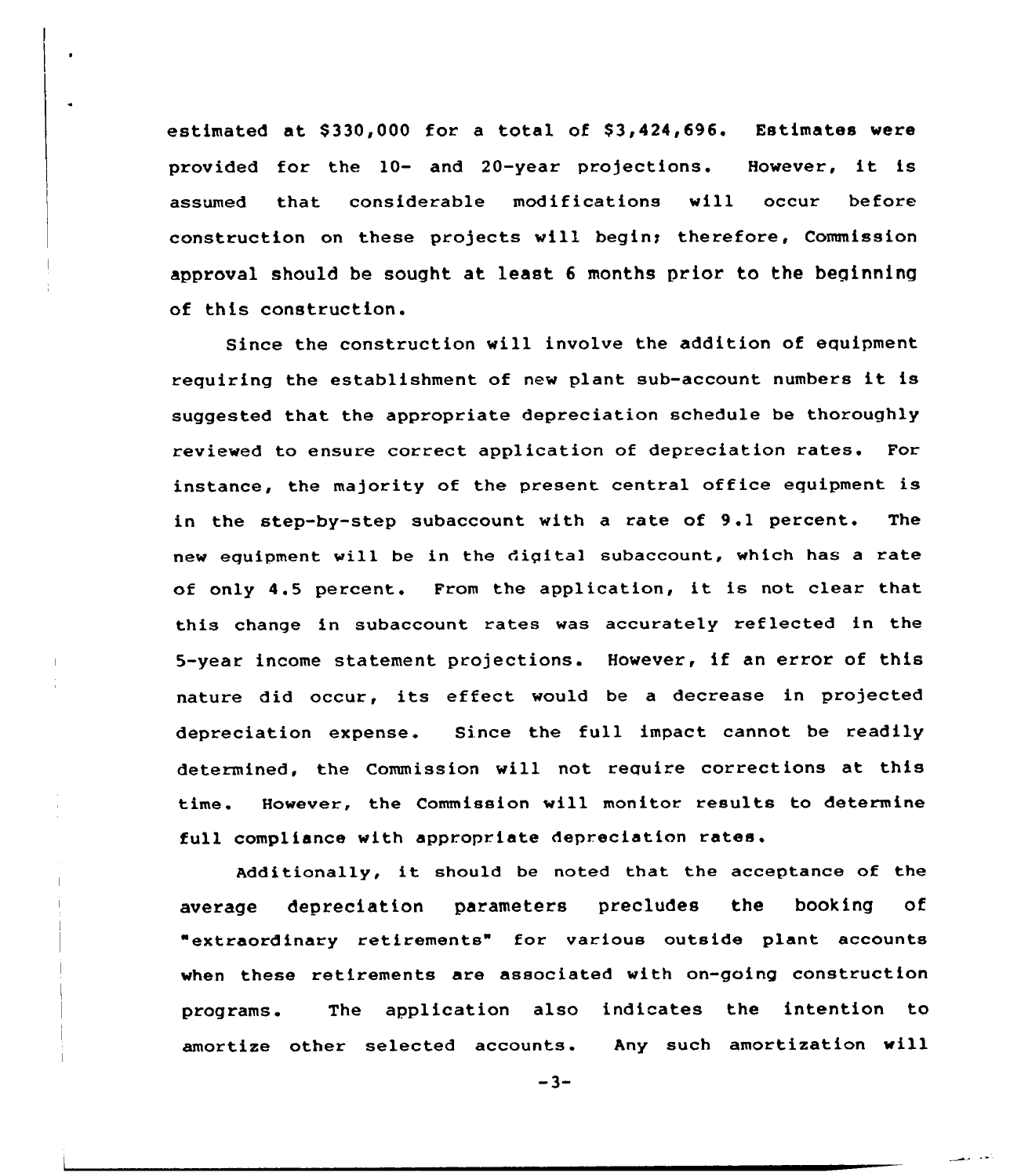estimated at $330,000 for a total of $3,424,696. Estimates were provided for the 10- and 20-year projections. However, it is assumed that considerable modifications will occur before construction on these projects will begin; therefore, Commission approval should be sought at least 6 months prior to the beginning of this construction.

Since the construction will involve the addition of equipment requiring the establishment of new plant sub-account numbers it is suggested that the appropriate depreciation schedule be thoroughly reviewed to ensure correct application of depreciation rates. For instance, the majority of the present central office equipment is in the step-by-step subaccount with a rate of 9.1 percent. The new equipment will be in the digital subaccount, which has a rate of only 4.5 percent. From the application, it is not clear that this change in subaccount rates was accurately reflected in the 5-year income statement projections. However, if an error of this nature did occur, its effect would be a decrease in projected depreciation expense. Since the full impact cannot be readily determined, the Commission will not require corrections at this time. However, the Commission will monitor results to determine full compliance with appropriate depreciation rates.

Additionally, it should be noted that the acceptance of the average depreciation parameters precludes the booking of "extraordinary retirements" for various outside plant accounts when these retirements are associated with on-going construction programs. The application also indicates the intention to amortize other selected accounts. Any such amortization will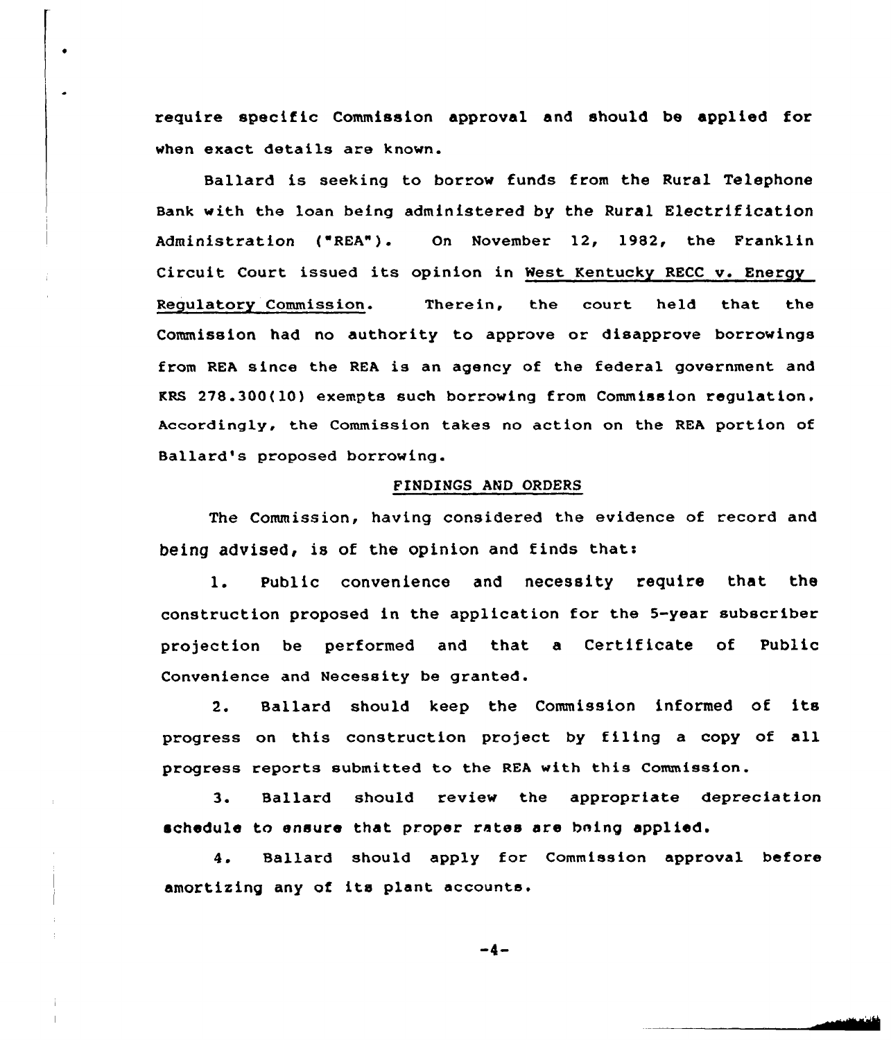require specific Commission approval and should be applied for when exact details are known.

Ballard is seeking to borrow funds from the Rural Telephone Bank with the loan being administered by the Rural Electrification Administration ("REA"). On November 12, 1982, the Franklin Circuit Court issued its opinion in West Kentucky RECC v. Energy Regulatory Commission. Therein, the court held that the Commission had no authority to approve or disapprove borrowings from REA since the REA is an agency of the federal government and KRS 278.300(10) exempts such borrowing from Commission regulation. Accordingly, the Commission takes no action on the REA portion of Ballard's proposed borrowing.

## FINDINGS AND ORDERS

The Commission, having considered the evidence of record and being advised, is of the opinion and finds that:

1. Public convenience and necessity require that the construction proposed in the application for the 5-year subscriber projection be performed and that a Certificate of Public Convenience and Necessity be granted.

2. Ballard should keep the Commission informed of its progress on this construction project by filing a copy of all progress reports submitted to the REA with this Commission.

3. Ballard should review the appropriate depreciation schedule to ensure that proper rates are being applied.

4. Ballard should apply for Commission approval before amortizing any of its plant accounts.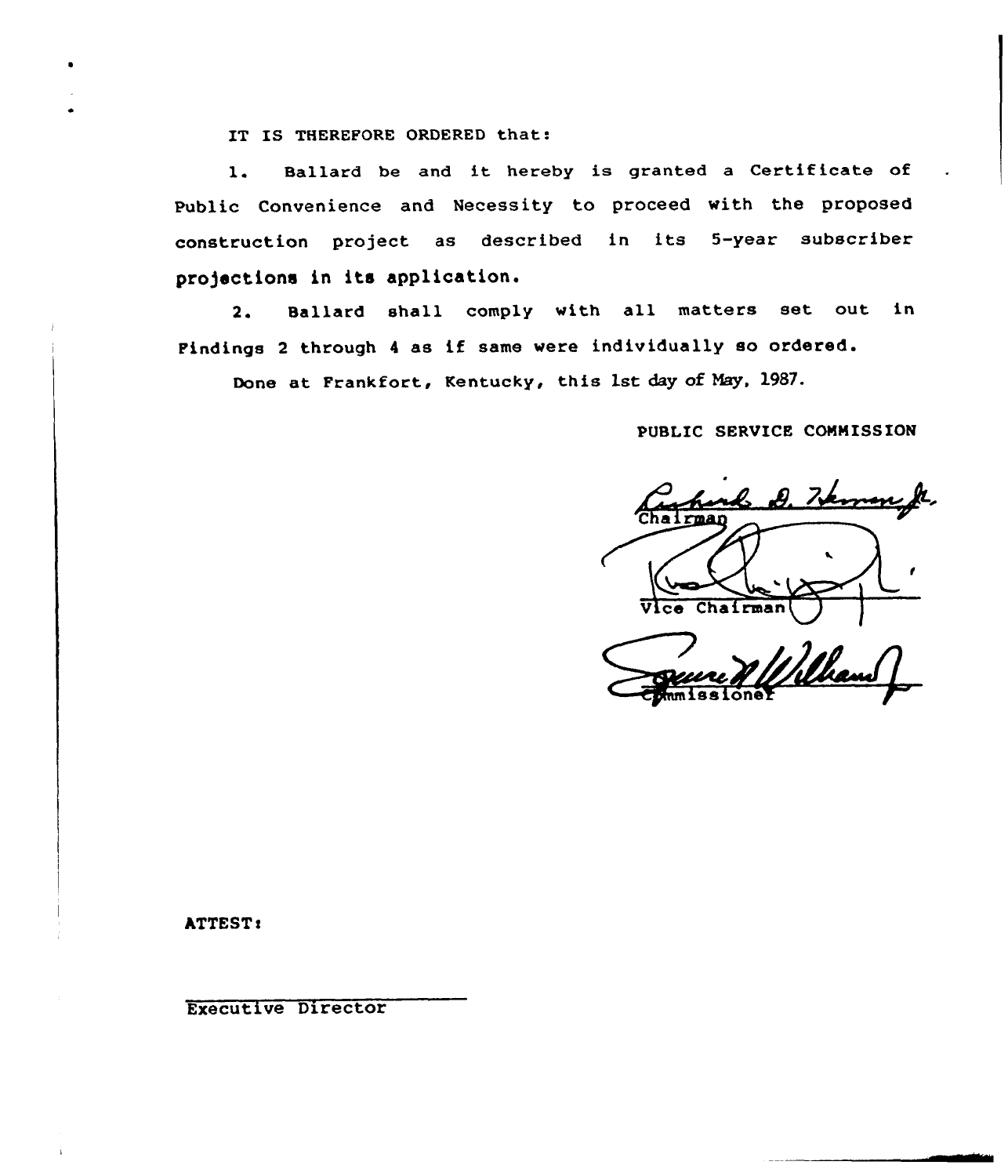IT IS THEREFORE ORDERED that:

1. Ballard be and it hereby is granted a Certificate of Public Convenience and Necessity to proceed with the proposed construction project as described in its 5-year subscriber projections in its application.

2. Ballard shall comply with all matters set out in Findings 2 through 4 as if same were individually so ordered.

Done at Frankfort, Kentucky, this 1st day of May, 1987.

PUBLIC SERVICE COMMISSION

Chairman

Vice Chairman

Commissioner

ATTEST:

Executive Director